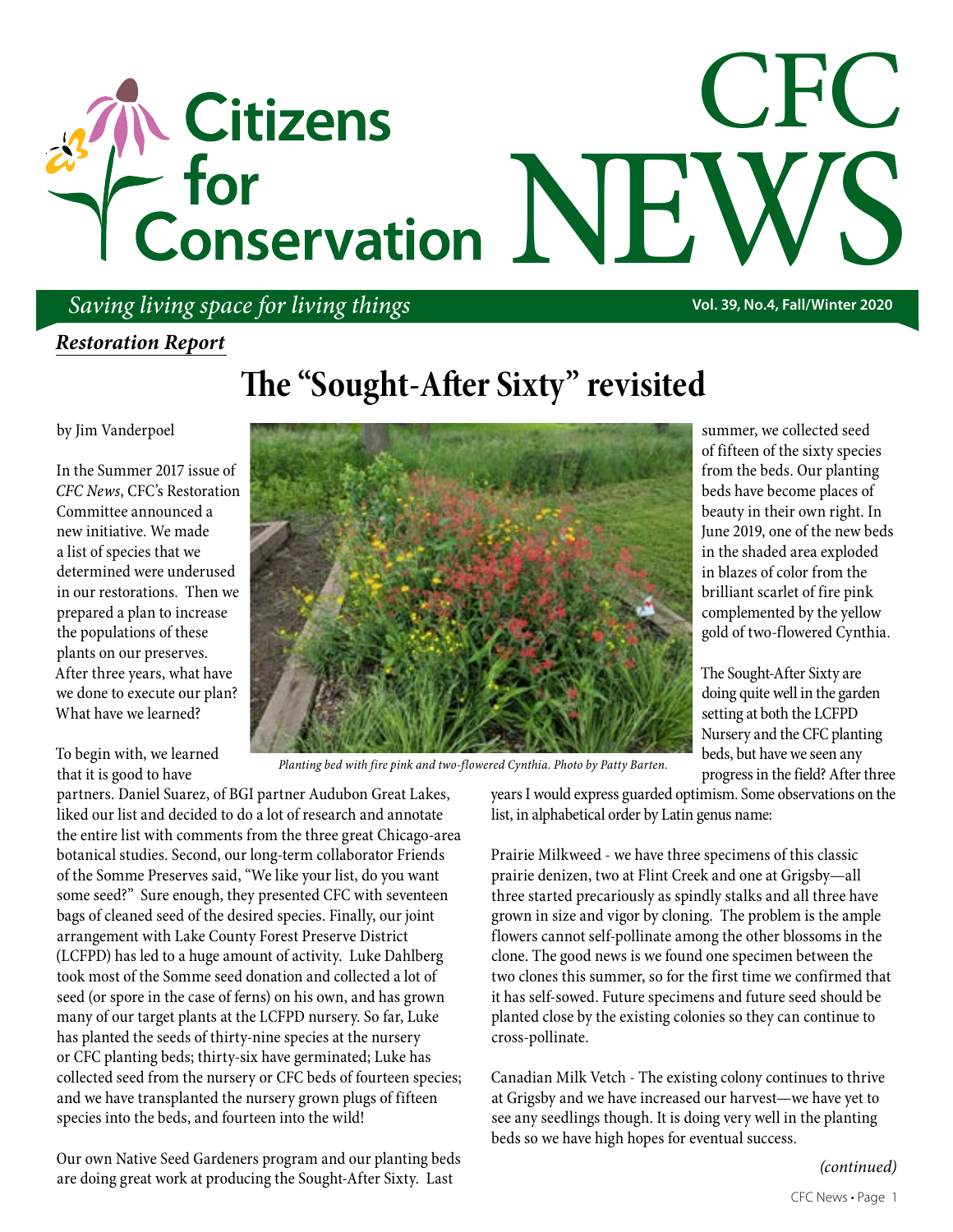# Citizens for Conservation

# CFC NEWS

*Saving living space for living things*

**Vol. 39, No.4, Fall/Winter 2020**

***Restoration Report***

## The "Sought-After Sixty" revisited

by Jim Vanderpoel

In the Summer 2017 issue of *CFC News*, CFC's Restoration Committee announced a new initiative. We made a list of species that we determined were underused in our restorations. Then we prepared a plan to increase the populations of these plants on our preserves. After three years, what have we done to execute our plan? What have we learned?

To begin with, we learned that it is good to have partners. Daniel Suarez, of BGI partner Audubon Great Lakes, liked our list and decided to do a lot of research and annotate the entire list with comments from the three great Chicago-area botanical studies. Second, our long-term collaborator Friends of the Somme Preserves said, "We like your list, do you want some seed?" Sure enough, they presented CFC with seventeen bags of cleaned seed of the desired species. Finally, our joint arrangement with Lake County Forest Preserve District (LCFPD) has led to a huge amount of activity. Luke Dahlberg took most of the Somme seed donation and collected a lot of seed (or spore in the case of ferns) on his own, and has grown many of our target plants at the LCFPD nursery. So far, Luke has planted the seeds of thirty-nine species at the nursery or CFC planting beds; thirty-six have germinated; Luke has collected seed from the nursery or CFC beds of fourteen species; and we have transplanted the nursery grown plugs of fifteen species into the beds, and fourteen into the wild!

Our own Native Seed Gardeners program and our planting beds are doing great work at producing the Sought-After Sixty. Last summer, we collected seed of fifteen of the sixty species from the beds. Our planting beds have become places of beauty in their own right. In June 2019, one of the new beds in the shaded area exploded in blazes of color from the brilliant scarlet of fire pink complemented by the yellow gold of two-flowered Cynthia.

*Planting bed with fire pink and two-flowered Cynthia. Photo by Patty Barten.*

The Sought-After Sixty are doing quite well in the garden setting at both the LCFPD Nursery and the CFC planting beds, but have we seen any progress in the field? After three years I would express guarded optimism. Some observations on the list, in alphabetical order by Latin genus name:

Prairie Milkweed - we have three specimens of this classic prairie denizen, two at Flint Creek and one at Grigsby—all three started precariously as spindly stalks and all three have grown in size and vigor by cloning. The problem is the ample flowers cannot self-pollinate among the other blossoms in the clone. The good news is we found one specimen between the two clones this summer, so for the first time we confirmed that it has self-sowed. Future specimens and future seed should be planted close by the existing colonies so they can continue to cross-pollinate.

Canadian Milk Vetch - The existing colony continues to thrive at Grigsby and we have increased our harvest—we have yet to see any seedlings though. It is doing very well in the planting beds so we have high hopes for eventual success.

*(continued)*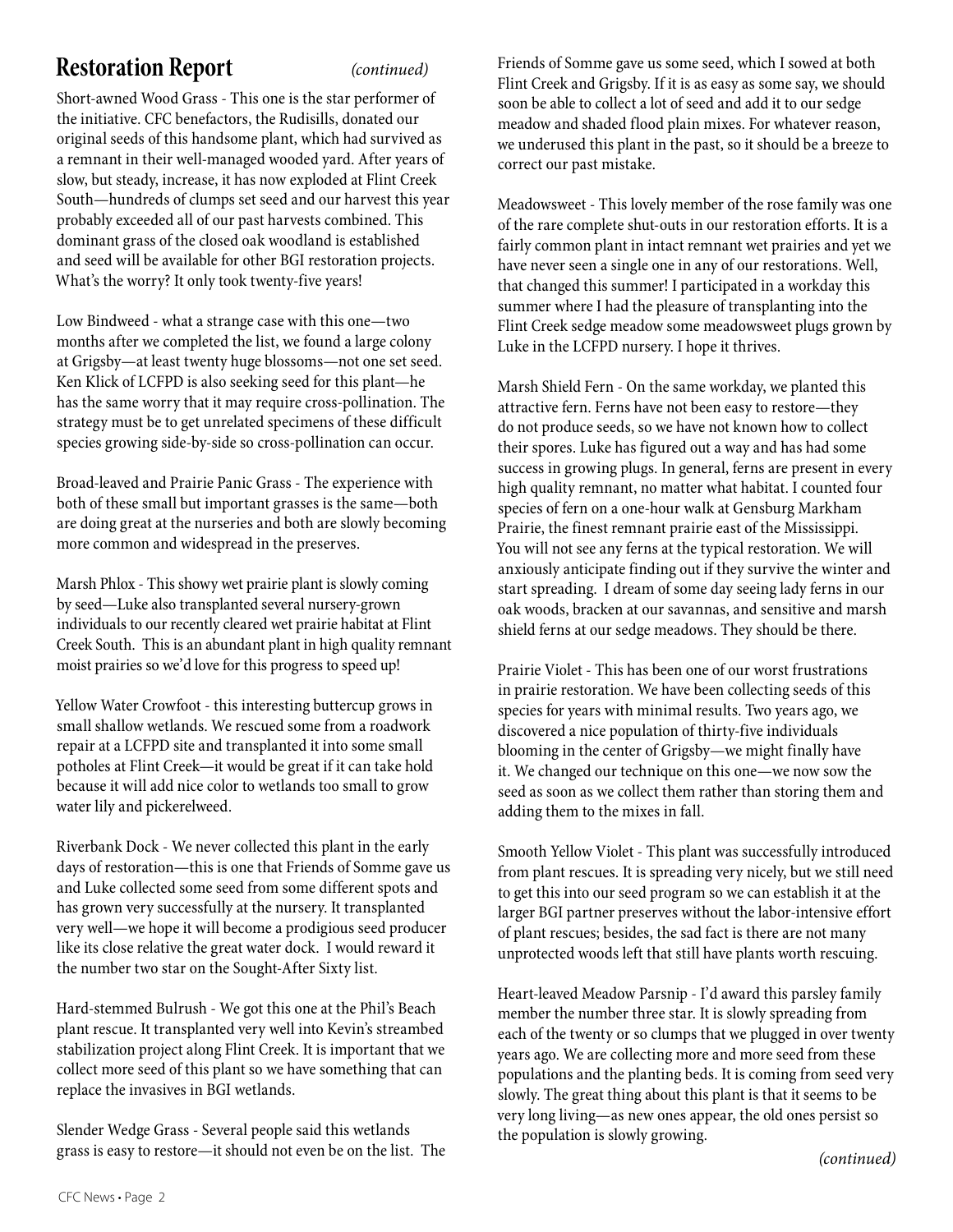## Restoration Report *(continued)*

Short-awned Wood Grass - This one is the star performer of the initiative. CFC benefactors, the Rudisills, donated our original seeds of this handsome plant, which had survived as a remnant in their well-managed wooded yard. After years of slow, but steady, increase, it has now exploded at Flint Creek South—hundreds of clumps set seed and our harvest this year probably exceeded all of our past harvests combined. This dominant grass of the closed oak woodland is established and seed will be available for other BGI restoration projects. What's the worry? It only took twenty-five years!

Low Bindweed - what a strange case with this one—two months after we completed the list, we found a large colony at Grigsby—at least twenty huge blossoms—not one set seed. Ken Klick of LCFPD is also seeking seed for this plant—he has the same worry that it may require cross-pollination. The strategy must be to get unrelated specimens of these difficult species growing side-by-side so cross-pollination can occur.

Broad-leaved and Prairie Panic Grass - The experience with both of these small but important grasses is the same—both are doing great at the nurseries and both are slowly becoming more common and widespread in the preserves.

Marsh Phlox - This showy wet prairie plant is slowly coming by seed—Luke also transplanted several nursery-grown individuals to our recently cleared wet prairie habitat at Flint Creek South. This is an abundant plant in high quality remnant moist prairies so we'd love for this progress to speed up!

Yellow Water Crowfoot - this interesting buttercup grows in small shallow wetlands. We rescued some from a roadwork repair at a LCFPD site and transplanted it into some small potholes at Flint Creek—it would be great if it can take hold because it will add nice color to wetlands too small to grow water lily and pickerelweed.

Riverbank Dock - We never collected this plant in the early days of restoration—this is one that Friends of Somme gave us and Luke collected some seed from some different spots and has grown very successfully at the nursery. It transplanted very well—we hope it will become a prodigious seed producer like its close relative the great water dock. I would reward it the number two star on the Sought-After Sixty list.

Hard-stemmed Bulrush - We got this one at the Phil's Beach plant rescue. It transplanted very well into Kevin's streambed stabilization project along Flint Creek. It is important that we collect more seed of this plant so we have something that can replace the invasives in BGI wetlands.

Slender Wedge Grass - Several people said this wetlands grass is easy to restore—it should not even be on the list. The Friends of Somme gave us some seed, which I sowed at both Flint Creek and Grigsby. If it is as easy as some say, we should soon be able to collect a lot of seed and add it to our sedge meadow and shaded flood plain mixes. For whatever reason, we underused this plant in the past, so it should be a breeze to correct our past mistake.

Meadowsweet - This lovely member of the rose family was one of the rare complete shut-outs in our restoration efforts. It is a fairly common plant in intact remnant wet prairies and yet we have never seen a single one in any of our restorations. Well, that changed this summer! I participated in a workday this summer where I had the pleasure of transplanting into the Flint Creek sedge meadow some meadowsweet plugs grown by Luke in the LCFPD nursery. I hope it thrives.

Marsh Shield Fern - On the same workday, we planted this attractive fern. Ferns have not been easy to restore—they do not produce seeds, so we have not known how to collect their spores. Luke has figured out a way and has had some success in growing plugs. In general, ferns are present in every high quality remnant, no matter what habitat. I counted four species of fern on a one-hour walk at Gensburg Markham Prairie, the finest remnant prairie east of the Mississippi. You will not see any ferns at the typical restoration. We will anxiously anticipate finding out if they survive the winter and start spreading. I dream of some day seeing lady ferns in our oak woods, bracken at our savannas, and sensitive and marsh shield ferns at our sedge meadows. They should be there.

Prairie Violet - This has been one of our worst frustrations in prairie restoration. We have been collecting seeds of this species for years with minimal results. Two years ago, we discovered a nice population of thirty-five individuals blooming in the center of Grigsby—we might finally have it. We changed our technique on this one—we now sow the seed as soon as we collect them rather than storing them and adding them to the mixes in fall.

Smooth Yellow Violet - This plant was successfully introduced from plant rescues. It is spreading very nicely, but we still need to get this into our seed program so we can establish it at the larger BGI partner preserves without the labor-intensive effort of plant rescues; besides, the sad fact is there are not many unprotected woods left that still have plants worth rescuing.

Heart-leaved Meadow Parsnip - I'd award this parsley family member the number three star. It is slowly spreading from each of the twenty or so clumps that we plugged in over twenty years ago. We are collecting more and more seed from these populations and the planting beds. It is coming from seed very slowly. The great thing about this plant is that it seems to be very long living—as new ones appear, the old ones persist so the population is slowly growing.

*(continued)*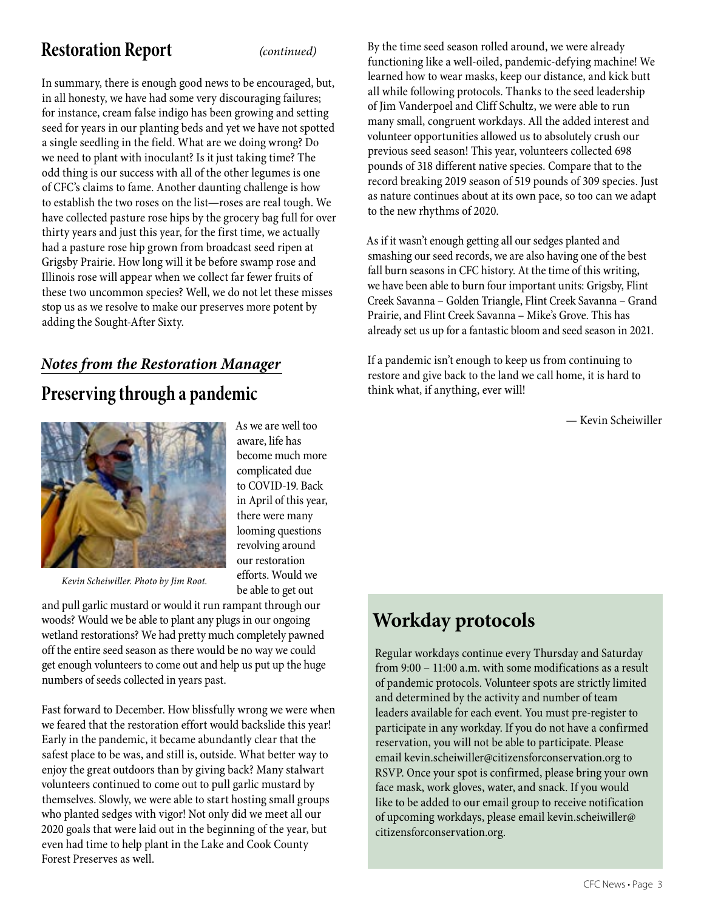## Restoration Report *(continued)*

In summary, there is enough good news to be encouraged, but, in all honesty, we have had some very discouraging failures; for instance, cream false indigo has been growing and setting seed for years in our planting beds and yet we have not spotted a single seedling in the field. What are we doing wrong? Do we need to plant with inoculant? Is it just taking time? The odd thing is our success with all of the other legumes is one of CFC's claims to fame. Another daunting challenge is how to establish the two roses on the list—roses are real tough. We have collected pasture rose hips by the grocery bag full for over thirty years and just this year, for the first time, we actually had a pasture rose hip grown from broadcast seed ripen at Grigsby Prairie. How long will it be before swamp rose and Illinois rose will appear when we collect far fewer fruits of these two uncommon species? Well, we do not let these misses stop us as we resolve to make our preserves more potent by adding the Sought-After Sixty.

### *Notes from the Restoration Manager*

## Preserving through a pandemic

*Kevin Scheiwiller. Photo by Jim Root.*

As we are well too aware, life has become much more complicated due to COVID-19. Back in April of this year, there were many looming questions revolving around our restoration efforts. Would we be able to get out and pull garlic mustard or would it run rampant through our woods? Would we be able to plant any plugs in our ongoing wetland restorations? We had pretty much completely pawned off the entire seed season as there would be no way we could get enough volunteers to come out and help us put up the huge numbers of seeds collected in years past.

Fast forward to December. How blissfully wrong we were when we feared that the restoration effort would backslide this year! Early in the pandemic, it became abundantly clear that the safest place to be was, and still is, outside. What better way to enjoy the great outdoors than by giving back? Many stalwart volunteers continued to come out to pull garlic mustard by themselves. Slowly, we were able to start hosting small groups who planted sedges with vigor! Not only did we meet all our 2020 goals that were laid out in the beginning of the year, but even had time to help plant in the Lake and Cook County Forest Preserves as well.

By the time seed season rolled around, we were already functioning like a well-oiled, pandemic-defying machine! We learned how to wear masks, keep our distance, and kick butt all while following protocols. Thanks to the seed leadership of Jim Vanderpoel and Cliff Schultz, we were able to run many small, congruent workdays. All the added interest and volunteer opportunities allowed us to absolutely crush our previous seed season! This year, volunteers collected 698 pounds of 318 different native species. Compare that to the record breaking 2019 season of 519 pounds of 309 species. Just as nature continues about at its own pace, so too can we adapt to the new rhythms of 2020.

As if it wasn't enough getting all our sedges planted and smashing our seed records, we are also having one of the best fall burn seasons in CFC history. At the time of this writing, we have been able to burn four important units: Grigsby, Flint Creek Savanna – Golden Triangle, Flint Creek Savanna – Grand Prairie, and Flint Creek Savanna – Mike's Grove. This has already set us up for a fantastic bloom and seed season in 2021.

If a pandemic isn't enough to keep us from continuing to restore and give back to the land we call home, it is hard to think what, if anything, ever will!

— Kevin Scheiwiller

## Workday protocols

Regular workdays continue every Thursday and Saturday from 9:00 – 11:00 a.m. with some modifications as a result of pandemic protocols. Volunteer spots are strictly limited and determined by the activity and number of team leaders available for each event. You must pre-register to participate in any workday. If you do not have a confirmed reservation, you will not be able to participate. Please email kevin.scheiwiller@citizensforconservation.org to RSVP. Once your spot is confirmed, please bring your own face mask, work gloves, water, and snack. If you would like to be added to our email group to receive notification of upcoming workdays, please email kevin.scheiwiller@citizensforconservation.org.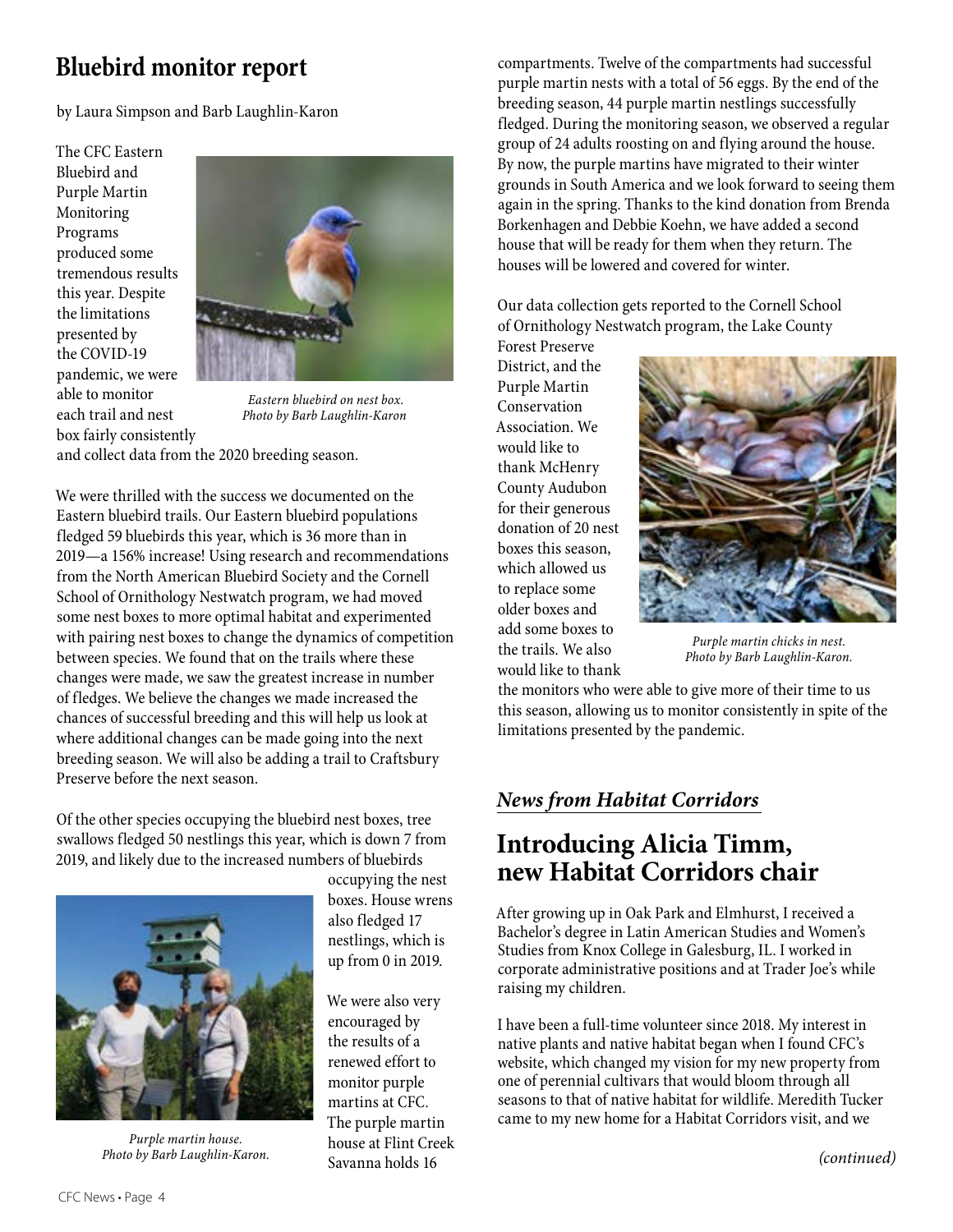## Bluebird monitor report

by Laura Simpson and Barb Laughlin-Karon

The CFC Eastern Bluebird and Purple Martin Monitoring Programs produced some tremendous results this year. Despite the limitations presented by the COVID-19 pandemic, we were able to monitor each trail and nest box fairly consistently and collect data from the 2020 breeding season.

*Eastern bluebird on nest box. Photo by Barb Laughlin-Karon*

We were thrilled with the success we documented on the Eastern bluebird trails. Our Eastern bluebird populations fledged 59 bluebirds this year, which is 36 more than in 2019—a 156% increase! Using research and recommendations from the North American Bluebird Society and the Cornell School of Ornithology Nestwatch program, we had moved some nest boxes to more optimal habitat and experimented with pairing nest boxes to change the dynamics of competition between species. We found that on the trails where these changes were made, we saw the greatest increase in number of fledges. We believe the changes we made increased the chances of successful breeding and this will help us look at where additional changes can be made going into the next breeding season. We will also be adding a trail to Craftsbury Preserve before the next season.

Of the other species occupying the bluebird nest boxes, tree swallows fledged 50 nestlings this year, which is down 7 from 2019, and likely due to the increased numbers of bluebirds occupying the nest boxes. House wrens also fledged 17 nestlings, which is up from 0 in 2019.

*Purple martin house. Photo by Barb Laughlin-Karon.*

We were also very encouraged by the results of a renewed effort to monitor purple martins at CFC. The purple martin house at Flint Creek Savanna holds 16 compartments. Twelve of the compartments had successful purple martin nests with a total of 56 eggs. By the end of the breeding season, 44 purple martin nestlings successfully fledged. During the monitoring season, we observed a regular group of 24 adults roosting on and flying around the house. By now, the purple martins have migrated to their winter grounds in South America and we look forward to seeing them again in the spring. Thanks to the kind donation from Brenda Borkenhagen and Debbie Koehn, we have added a second house that will be ready for them when they return. The houses will be lowered and covered for winter.

Our data collection gets reported to the Cornell School of Ornithology Nestwatch program, the Lake County Forest Preserve District, and the Purple Martin Conservation Association. We would like to thank McHenry County Audubon for their generous donation of 20 nest boxes this season, which allowed us to replace some older boxes and add some boxes to the trails. We also would like to thank the monitors who were able to give more of their time to us this season, allowing us to monitor consistently in spite of the limitations presented by the pandemic.

*Purple martin chicks in nest. Photo by Barb Laughlin-Karon.*

### *News from Habitat Corridors*

## Introducing Alicia Timm, new Habitat Corridors chair

After growing up in Oak Park and Elmhurst, I received a Bachelor's degree in Latin American Studies and Women's Studies from Knox College in Galesburg, IL. I worked in corporate administrative positions and at Trader Joe's while raising my children.

I have been a full-time volunteer since 2018. My interest in native plants and native habitat began when I found CFC's website, which changed my vision for my new property from one of perennial cultivars that would bloom through all seasons to that of native habitat for wildlife. Meredith Tucker came to my new home for a Habitat Corridors visit, and we

*(continued)*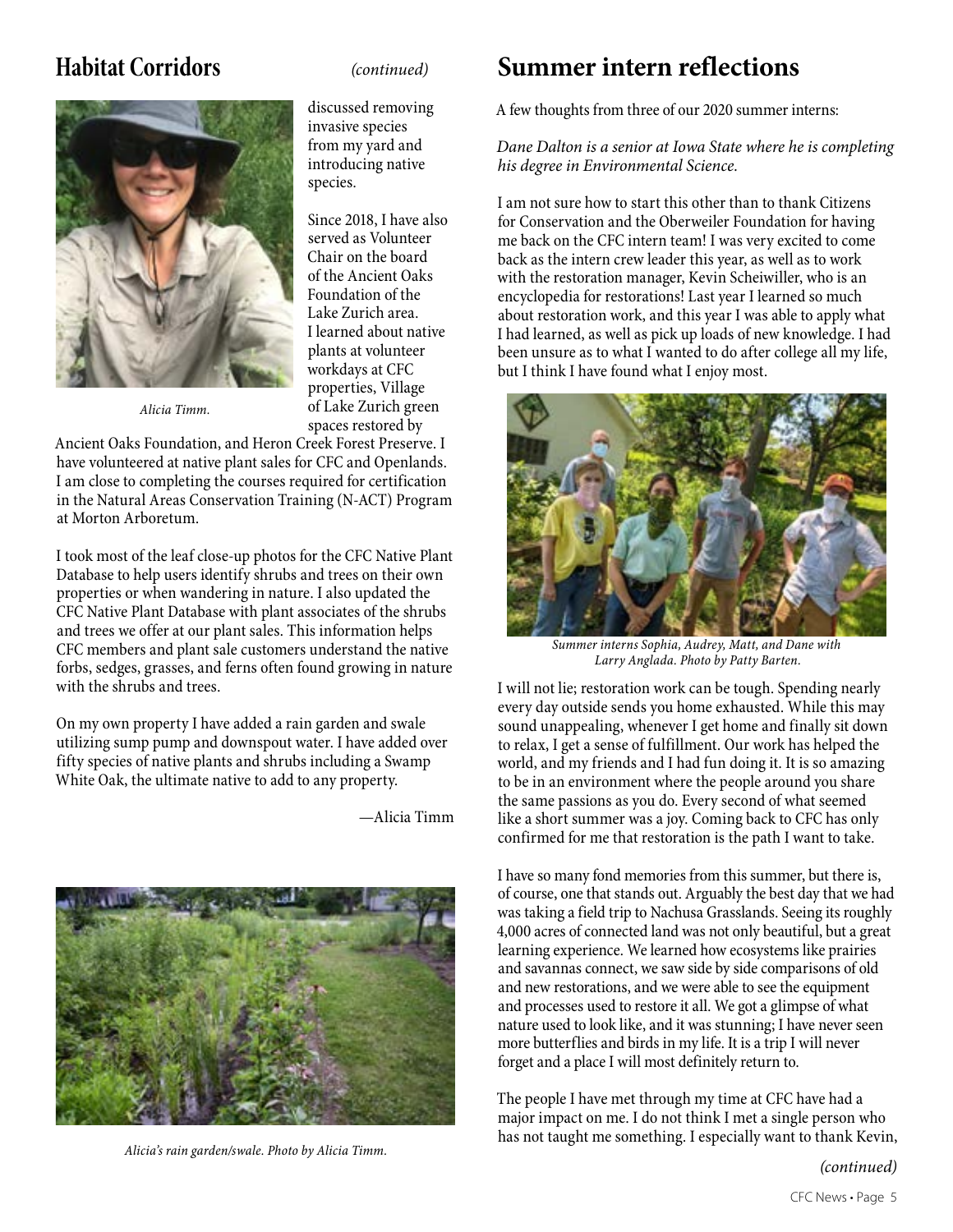## Habitat Corridors *(continued)*

*Alicia Timm.*

discussed removing invasive species from my yard and introducing native species.

Since 2018, I have also served as Volunteer Chair on the board of the Ancient Oaks Foundation of the Lake Zurich area. I learned about native plants at volunteer workdays at CFC properties, Village of Lake Zurich green spaces restored by Ancient Oaks Foundation, and Heron Creek Forest Preserve. I have volunteered at native plant sales for CFC and Openlands. I am close to completing the courses required for certification in the Natural Areas Conservation Training (N-ACT) Program at Morton Arboretum.

I took most of the leaf close-up photos for the CFC Native Plant Database to help users identify shrubs and trees on their own properties or when wandering in nature. I also updated the CFC Native Plant Database with plant associates of the shrubs and trees we offer at our plant sales. This information helps CFC members and plant sale customers understand the native forbs, sedges, grasses, and ferns often found growing in nature with the shrubs and trees.

On my own property I have added a rain garden and swale utilizing sump pump and downspout water. I have added over fifty species of native plants and shrubs including a Swamp White Oak, the ultimate native to add to any property.

—Alicia Timm

*Alicia's rain garden/swale. Photo by Alicia Timm.*

# Summer intern reflections

A few thoughts from three of our 2020 summer interns:

*Dane Dalton is a senior at Iowa State where he is completing his degree in Environmental Science.*

I am not sure how to start this other than to thank Citizens for Conservation and the Oberweiler Foundation for having me back on the CFC intern team! I was very excited to come back as the intern crew leader this year, as well as to work with the restoration manager, Kevin Scheiwiller, who is an encyclopedia for restorations! Last year I learned so much about restoration work, and this year I was able to apply what I had learned, as well as pick up loads of new knowledge. I had been unsure as to what I wanted to do after college all my life, but I think I have found what I enjoy most.

*Summer interns Sophia, Audrey, Matt, and Dane with Larry Anglada. Photo by Patty Barten.*

I will not lie; restoration work can be tough. Spending nearly every day outside sends you home exhausted. While this may sound unappealing, whenever I get home and finally sit down to relax, I get a sense of fulfillment. Our work has helped the world, and my friends and I had fun doing it. It is so amazing to be in an environment where the people around you share the same passions as you do. Every second of what seemed like a short summer was a joy. Coming back to CFC has only confirmed for me that restoration is the path I want to take.

I have so many fond memories from this summer, but there is, of course, one that stands out. Arguably the best day that we had was taking a field trip to Nachusa Grasslands. Seeing its roughly 4,000 acres of connected land was not only beautiful, but a great learning experience. We learned how ecosystems like prairies and savannas connect, we saw side by side comparisons of old and new restorations, and we were able to see the equipment and processes used to restore it all. We got a glimpse of what nature used to look like, and it was stunning; I have never seen more butterflies and birds in my life. It is a trip I will never forget and a place I will most definitely return to.

The people I have met through my time at CFC have had a major impact on me. I do not think I met a single person who has not taught me something. I especially want to thank Kevin,

*(continued)*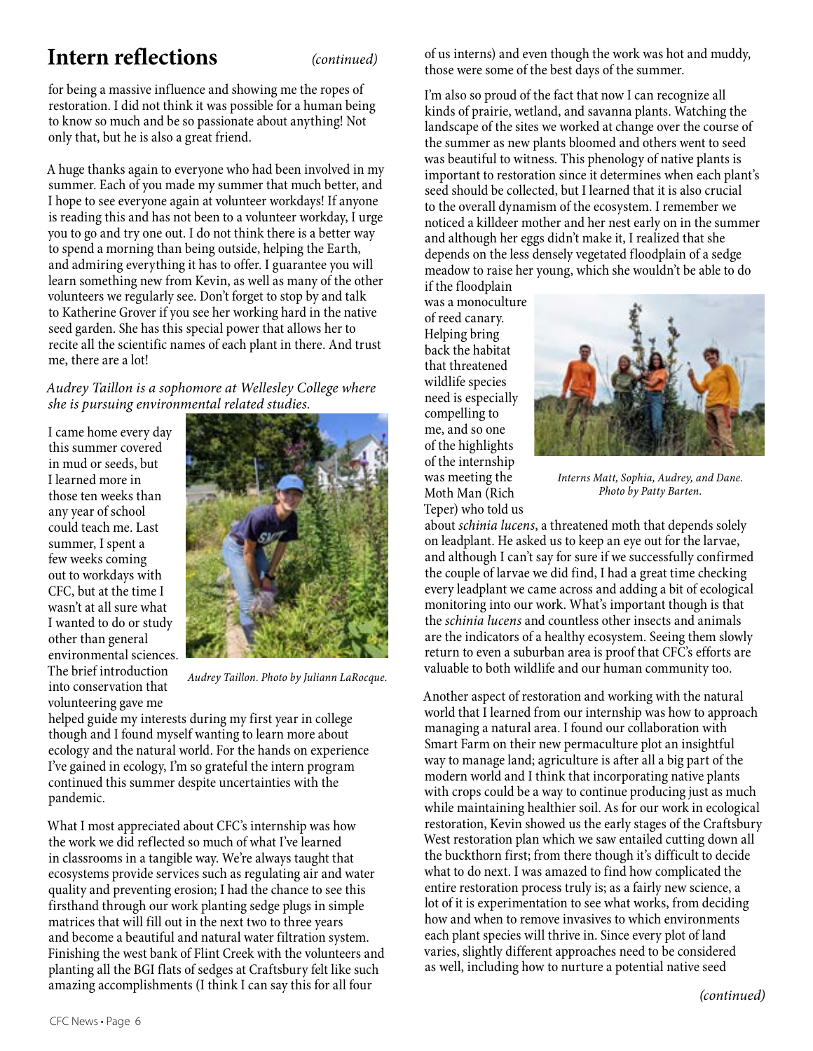## Intern reflections *(continued)*

for being a massive influence and showing me the ropes of restoration. I did not think it was possible for a human being to know so much and be so passionate about anything! Not only that, but he is also a great friend.

A huge thanks again to everyone who had been involved in my summer. Each of you made my summer that much better, and I hope to see everyone again at volunteer workdays! If anyone is reading this and has not been to a volunteer workday, I urge you to go and try one out. I do not think there is a better way to spend a morning than being outside, helping the Earth, and admiring everything it has to offer. I guarantee you will learn something new from Kevin, as well as many of the other volunteers we regularly see. Don't forget to stop by and talk to Katherine Grover if you see her working hard in the native seed garden. She has this special power that allows her to recite all the scientific names of each plant in there. And trust me, there are a lot!

*Audrey Taillon is a sophomore at Wellesley College where she is pursuing environmental related studies.*

I came home every day this summer covered in mud or seeds, but I learned more in those ten weeks than any year of school could teach me. Last summer, I spent a few weeks coming out to workdays with CFC, but at the time I wasn't at all sure what I wanted to do or study other than general environmental sciences. The brief introduction into conservation that volunteering gave me helped guide my interests during my first year in college though and I found myself wanting to learn more about ecology and the natural world. For the hands on experience I've gained in ecology, I'm so grateful the intern program continued this summer despite uncertainties with the pandemic.

*Audrey Taillon. Photo by Juliann LaRocque.*

What I most appreciated about CFC's internship was how the work we did reflected so much of what I've learned in classrooms in a tangible way. We're always taught that ecosystems provide services such as regulating air and water quality and preventing erosion; I had the chance to see this firsthand through our work planting sedge plugs in simple matrices that will fill out in the next two to three years and become a beautiful and natural water filtration system. Finishing the west bank of Flint Creek with the volunteers and planting all the BGI flats of sedges at Craftsbury felt like such amazing accomplishments (I think I can say this for all four of us interns) and even though the work was hot and muddy, those were some of the best days of the summer.

I'm also so proud of the fact that now I can recognize all kinds of prairie, wetland, and savanna plants. Watching the landscape of the sites we worked at change over the course of the summer as new plants bloomed and others went to seed was beautiful to witness. This phenology of native plants is important to restoration since it determines when each plant's seed should be collected, but I learned that it is also crucial to the overall dynamism of the ecosystem. I remember we noticed a killdeer mother and her nest early on in the summer and although her eggs didn't make it, I realized that she depends on the less densely vegetated floodplain of a sedge meadow to raise her young, which she wouldn't be able to do if the floodplain was a monoculture of reed canary. Helping bring back the habitat that threatened wildlife species need is especially compelling to me, and so one of the highlights of the internship was meeting the Moth Man (Rich Teper) who told us about *schinia lucens*, a threatened moth that depends solely on leadplant. He asked us to keep an eye out for the larvae, and although I can't say for sure if we successfully confirmed the couple of larvae we did find, I had a great time checking every leadplant we came across and adding a bit of ecological monitoring into our work. What's important though is that the *schinia lucens* and countless other insects and animals are the indicators of a healthy ecosystem. Seeing them slowly return to even a suburban area is proof that CFC's efforts are valuable to both wildlife and our human community too.

*Interns Matt, Sophia, Audrey, and Dane. Photo by Patty Barten.*

Another aspect of restoration and working with the natural world that I learned from our internship was how to approach managing a natural area. I found our collaboration with Smart Farm on their new permaculture plot an insightful way to manage land; agriculture is after all a big part of the modern world and I think that incorporating native plants with crops could be a way to continue producing just as much while maintaining healthier soil. As for our work in ecological restoration, Kevin showed us the early stages of the Craftsbury West restoration plan which we saw entailed cutting down all the buckthorn first; from there though it's difficult to decide what to do next. I was amazed to find how complicated the entire restoration process truly is; as a fairly new science, a lot of it is experimentation to see what works, from deciding how and when to remove invasives to which environments each plant species will thrive in. Since every plot of land varies, slightly different approaches need to be considered as well, including how to nurture a potential native seed

*(continued)*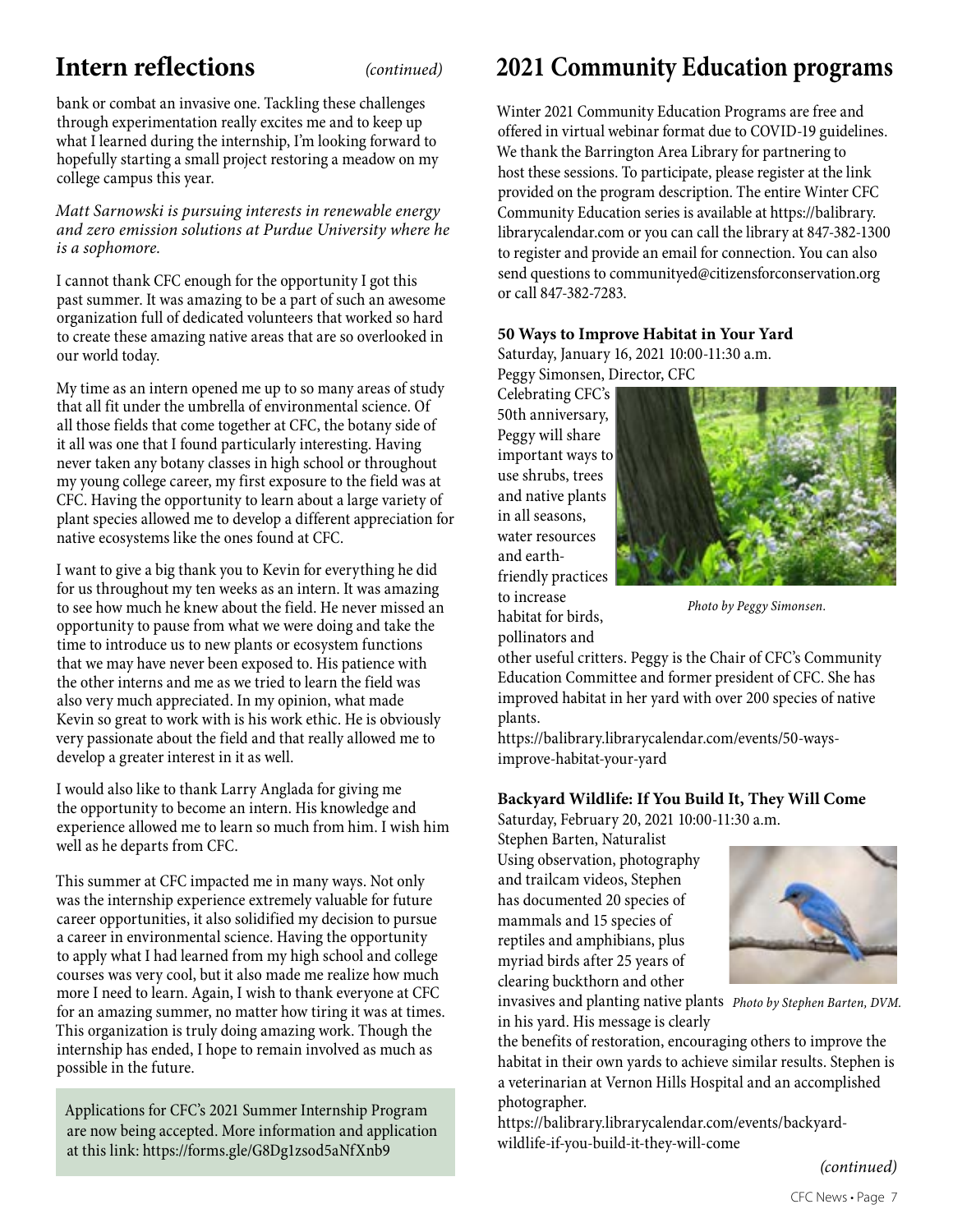## Intern reflections *(continued)*

bank or combat an invasive one. Tackling these challenges through experimentation really excites me and to keep up what I learned during the internship, I'm looking forward to hopefully starting a small project restoring a meadow on my college campus this year.

*Matt Sarnowski is pursuing interests in renewable energy and zero emission solutions at Purdue University where he is a sophomore.*

I cannot thank CFC enough for the opportunity I got this past summer. It was amazing to be a part of such an awesome organization full of dedicated volunteers that worked so hard to create these amazing native areas that are so overlooked in our world today.

My time as an intern opened me up to so many areas of study that all fit under the umbrella of environmental science. Of all those fields that come together at CFC, the botany side of it all was one that I found particularly interesting. Having never taken any botany classes in high school or throughout my young college career, my first exposure to the field was at CFC. Having the opportunity to learn about a large variety of plant species allowed me to develop a different appreciation for native ecosystems like the ones found at CFC.

I want to give a big thank you to Kevin for everything he did for us throughout my ten weeks as an intern. It was amazing to see how much he knew about the field. He never missed an opportunity to pause from what we were doing and take the time to introduce us to new plants or ecosystem functions that we may have never been exposed to. His patience with the other interns and me as we tried to learn the field was also very much appreciated. In my opinion, what made Kevin so great to work with is his work ethic. He is obviously very passionate about the field and that really allowed me to develop a greater interest in it as well.

I would also like to thank Larry Anglada for giving me the opportunity to become an intern. His knowledge and experience allowed me to learn so much from him. I wish him well as he departs from CFC.

This summer at CFC impacted me in many ways. Not only was the internship experience extremely valuable for future career opportunities, it also solidified my decision to pursue a career in environmental science. Having the opportunity to apply what I had learned from my high school and college courses was very cool, but it also made me realize how much more I need to learn. Again, I wish to thank everyone at CFC for an amazing summer, no matter how tiring it was at times. This organization is truly doing amazing work. Though the internship has ended, I hope to remain involved as much as possible in the future.

Applications for CFC's 2021 Summer Internship Program are now being accepted. More information and application at this link: https://forms.gle/G8Dg1zsod5aNfXnb9

## 2021 Community Education programs

Winter 2021 Community Education Programs are free and offered in virtual webinar format due to COVID-19 guidelines. We thank the Barrington Area Library for partnering to host these sessions. To participate, please register at the link provided on the program description. The entire Winter CFC Community Education series is available at https://balibrary.librarycalendar.com or you can call the library at 847-382-1300 to register and provide an email for connection. You can also send questions to communityed@citizensforconservation.org or call 847-382-7283.

**50 Ways to Improve Habitat in Your Yard**
Saturday, January 16, 2021 10:00-11:30 a.m.
Peggy Simonsen, Director, CFC

Celebrating CFC's 50th anniversary, Peggy will share important ways to use shrubs, trees and native plants in all seasons, water resources and earth-friendly practices to increase habitat for birds, pollinators and other useful critters. Peggy is the Chair of CFC's Community Education Committee and former president of CFC. She has improved habitat in her yard with over 200 species of native plants.

*Photo by Peggy Simonsen.*

https://balibrary.librarycalendar.com/events/50-ways-improve-habitat-your-yard

**Backyard Wildlife: If You Build It, They Will Come**
Saturday, February 20, 2021 10:00-11:30 a.m.
Stephen Barten, Naturalist

Using observation, photography and trailcam videos, Stephen has documented 20 species of mammals and 15 species of reptiles and amphibians, plus myriad birds after 25 years of clearing buckthorn and other invasives and planting native plants in his yard. His message is clearly the benefits of restoration, encouraging others to improve the habitat in their own yards to achieve similar results. Stephen is a veterinarian at Vernon Hills Hospital and an accomplished photographer.

*Photo by Stephen Barten, DVM.*

https://balibrary.librarycalendar.com/events/backyard-wildlife-if-you-build-it-they-will-come

*(continued)*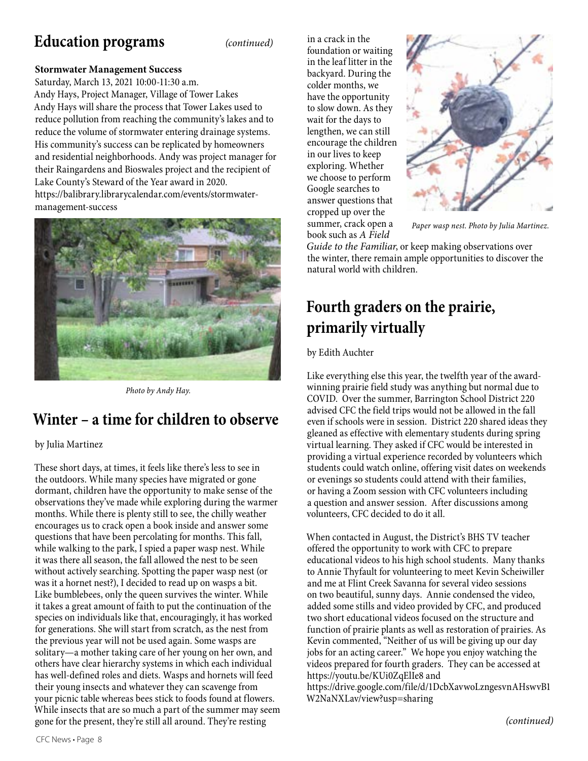## Education programs *(continued)*

**Stormwater Management Success**

Saturday, March 13, 2021 10:00-11:30 a.m.
Andy Hays, Project Manager, Village of Tower Lakes
Andy Hays will share the process that Tower Lakes used to reduce pollution from reaching the community's lakes and to reduce the volume of stormwater entering drainage systems. His community's success can be replicated by homeowners and residential neighborhoods. Andy was project manager for their Raingardens and Bioswales project and the recipient of Lake County's Steward of the Year award in 2020.
https://balibrary.librarycalendar.com/events/stormwater-management-success

*Photo by Andy Hay.*

## Winter – a time for children to observe

by Julia Martinez

These short days, at times, it feels like there's less to see in the outdoors. While many species have migrated or gone dormant, children have the opportunity to make sense of the observations they've made while exploring during the warmer months. While there is plenty still to see, the chilly weather encourages us to crack open a book inside and answer some questions that have been percolating for months. This fall, while walking to the park, I spied a paper wasp nest. While it was there all season, the fall allowed the nest to be seen without actively searching. Spotting the paper wasp nest (or was it a hornet nest?), I decided to read up on wasps a bit. Like bumblebees, only the queen survives the winter. While it takes a great amount of faith to put the continuation of the species on individuals like that, encouragingly, it has worked for generations. She will start from scratch, as the nest from the previous year will not be used again. Some wasps are solitary—a mother taking care of her young on her own, and others have clear hierarchy systems in which each individual has well-defined roles and diets. Wasps and hornets will feed their young insects and whatever they can scavenge from your picnic table whereas bees stick to foods found at flowers. While insects that are so much a part of the summer may seem gone for the present, they're still all around. They're resting in a crack in the foundation or waiting in the leaf litter in the backyard. During the colder months, we have the opportunity to slow down. As they wait for the days to lengthen, we can still encourage the children in our lives to keep exploring. Whether we choose to perform Google searches to answer questions that cropped up over the summer, crack open a book such as *A Field Guide to the Familiar*, or keep making observations over the winter, there remain ample opportunities to discover the natural world with children.

*Paper wasp nest. Photo by Julia Martinez.*

## Fourth graders on the prairie, primarily virtually

by Edith Auchter

Like everything else this year, the twelfth year of the award-winning prairie field study was anything but normal due to COVID. Over the summer, Barrington School District 220 advised CFC the field trips would not be allowed in the fall even if schools were in session. District 220 shared ideas they gleaned as effective with elementary students during spring virtual learning. They asked if CFC would be interested in providing a virtual experience recorded by volunteers which students could watch online, offering visit dates on weekends or evenings so students could attend with their families, or having a Zoom session with CFC volunteers including a question and answer session. After discussions among volunteers, CFC decided to do it all.

When contacted in August, the District's BHS TV teacher offered the opportunity to work with CFC to prepare educational videos to his high school students. Many thanks to Annie Thyfault for volunteering to meet Kevin Scheiwiller and me at Flint Creek Savanna for several video sessions on two beautiful, sunny days. Annie condensed the video, added some stills and video provided by CFC, and produced two short educational videos focused on the structure and function of prairie plants as well as restoration of prairies. As Kevin commented, "Neither of us will be giving up our day jobs for an acting career." We hope you enjoy watching the videos prepared for fourth graders. They can be accessed at https://youtu.be/KUi0ZqElIe8 and https://drive.google.com/file/d/1DcbXavwoLzngesvnAHswvB1W2NaNXLav/view?usp=sharing

*(continued)*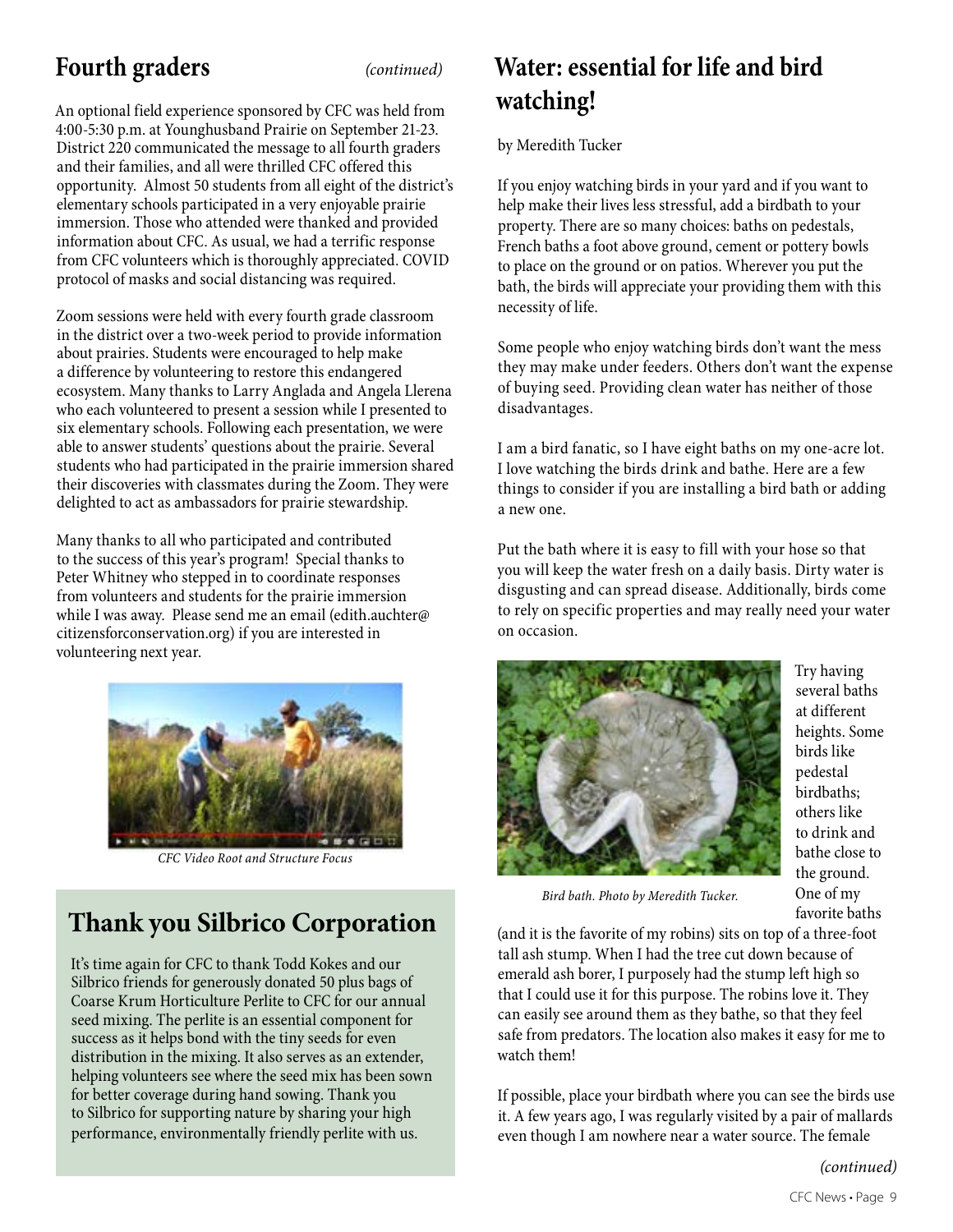## Fourth graders *(continued)*

An optional field experience sponsored by CFC was held from 4:00-5:30 p.m. at Younghusband Prairie on September 21-23. District 220 communicated the message to all fourth graders and their families, and all were thrilled CFC offered this opportunity. Almost 50 students from all eight of the district's elementary schools participated in a very enjoyable prairie immersion. Those who attended were thanked and provided information about CFC. As usual, we had a terrific response from CFC volunteers which is thoroughly appreciated. COVID protocol of masks and social distancing was required.

Zoom sessions were held with every fourth grade classroom in the district over a two-week period to provide information about prairies. Students were encouraged to help make a difference by volunteering to restore this endangered ecosystem. Many thanks to Larry Anglada and Angela Llerena who each volunteered to present a session while I presented to six elementary schools. Following each presentation, we were able to answer students' questions about the prairie. Several students who had participated in the prairie immersion shared their discoveries with classmates during the Zoom. They were delighted to act as ambassadors for prairie stewardship.

Many thanks to all who participated and contributed to the success of this year's program! Special thanks to Peter Whitney who stepped in to coordinate responses from volunteers and students for the prairie immersion while I was away. Please send me an email (edith.auchter@citizensforconservation.org) if you are interested in volunteering next year.

*CFC Video Root and Structure Focus*

## Thank you Silbrico Corporation

It's time again for CFC to thank Todd Kokes and our Silbrico friends for generously donated 50 plus bags of Coarse Krum Horticulture Perlite to CFC for our annual seed mixing. The perlite is an essential component for success as it helps bond with the tiny seeds for even distribution in the mixing. It also serves as an extender, helping volunteers see where the seed mix has been sown for better coverage during hand sowing. Thank you to Silbrico for supporting nature by sharing your high performance, environmentally friendly perlite with us.

## Water: essential for life and bird watching!

by Meredith Tucker

If you enjoy watching birds in your yard and if you want to help make their lives less stressful, add a birdbath to your property. There are so many choices: baths on pedestals, French baths a foot above ground, cement or pottery bowls to place on the ground or on patios. Wherever you put the bath, the birds will appreciate your providing them with this necessity of life.

Some people who enjoy watching birds don't want the mess they may make under feeders. Others don't want the expense of buying seed. Providing clean water has neither of those disadvantages.

I am a bird fanatic, so I have eight baths on my one-acre lot. I love watching the birds drink and bathe. Here are a few things to consider if you are installing a bird bath or adding a new one.

Put the bath where it is easy to fill with your hose so that you will keep the water fresh on a daily basis. Dirty water is disgusting and can spread disease. Additionally, birds come to rely on specific properties and may really need your water on occasion.

*Bird bath. Photo by Meredith Tucker.*

Try having several baths at different heights. Some birds like pedestal birdbaths; others like to drink and bathe close to the ground. One of my favorite baths (and it is the favorite of my robins) sits on top of a three-foot tall ash stump. When I had the tree cut down because of emerald ash borer, I purposely had the stump left high so that I could use it for this purpose. The robins love it. They can easily see around them as they bathe, so that they feel safe from predators. The location also makes it easy for me to watch them!

If possible, place your birdbath where you can see the birds use it. A few years ago, I was regularly visited by a pair of mallards even though I am nowhere near a water source. The female

*(continued)*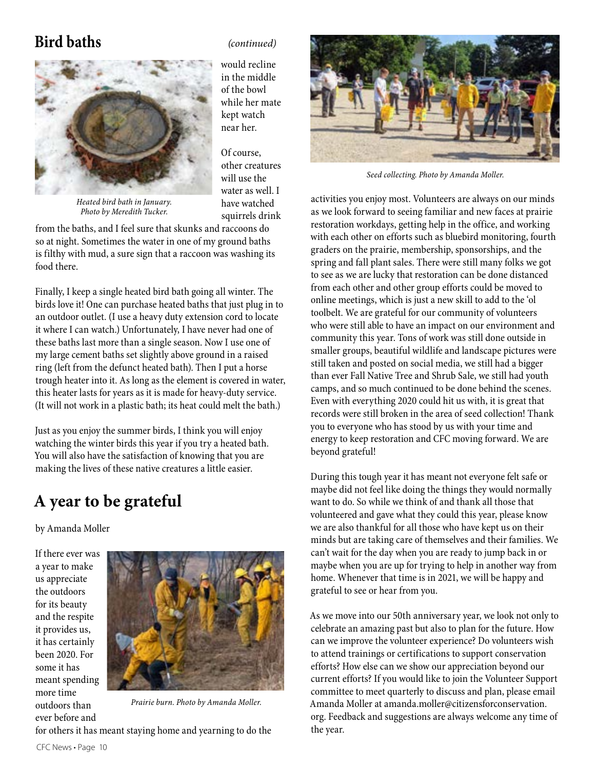## Bird baths *(continued)*

would recline in the middle of the bowl while her mate kept watch near her.

*Heated bird bath in January. Photo by Meredith Tucker.*

Of course, other creatures will use the water as well. I have watched squirrels drink from the baths, and I feel sure that skunks and raccoons do so at night. Sometimes the water in one of my ground baths is filthy with mud, a sure sign that a raccoon was washing its food there.

Finally, I keep a single heated bird bath going all winter. The birds love it! One can purchase heated baths that just plug in to an outdoor outlet. (I use a heavy duty extension cord to locate it where I can watch.) Unfortunately, I have never had one of these baths last more than a single season. Now I use one of my large cement baths set slightly above ground in a raised ring (left from the defunct heated bath). Then I put a horse trough heater into it. As long as the element is covered in water, this heater lasts for years as it is made for heavy-duty service. (It will not work in a plastic bath; its heat could melt the bath.)

Just as you enjoy the summer birds, I think you will enjoy watching the winter birds this year if you try a heated bath. You will also have the satisfaction of knowing that you are making the lives of these native creatures a little easier.

## A year to be grateful

by Amanda Moller

If there ever was a year to make us appreciate the outdoors for its beauty and the respite it provides us, it has certainly been 2020. For some it has meant spending more time outdoors than ever before and for others it has meant staying home and yearning to do the activities you enjoy most. Volunteers are always on our minds as we look forward to seeing familiar and new faces at prairie restoration workdays, getting help in the office, and working with each other on efforts such as bluebird monitoring, fourth graders on the prairie, membership, sponsorships, and the spring and fall plant sales. There were still many folks we got to see as we are lucky that restoration can be done distanced from each other and other group efforts could be moved to online meetings, which is just a new skill to add to the 'ol toolbelt. We are grateful for our community of volunteers who were still able to have an impact on our environment and community this year. Tons of work was still done outside in smaller groups, beautiful wildlife and landscape pictures were still taken and posted on social media, we still had a bigger than ever Fall Native Tree and Shrub Sale, we still had youth camps, and so much continued to be done behind the scenes. Even with everything 2020 could hit us with, it is great that records were still broken in the area of seed collection! Thank you to everyone who has stood by us with your time and energy to keep restoration and CFC moving forward. We are beyond grateful!

*Prairie burn. Photo by Amanda Moller.*

*Seed collecting. Photo by Amanda Moller.*

During this tough year it has meant not everyone felt safe or maybe did not feel like doing the things they would normally want to do. So while we think of and thank all those that volunteered and gave what they could this year, please know we are also thankful for all those who have kept us on their minds but are taking care of themselves and their families. We can't wait for the day when you are ready to jump back in or maybe when you are up for trying to help in another way from home. Whenever that time is in 2021, we will be happy and grateful to see or hear from you.

As we move into our 50th anniversary year, we look not only to celebrate an amazing past but also to plan for the future. How can we improve the volunteer experience? Do volunteers wish to attend trainings or certifications to support conservation efforts? How else can we show our appreciation beyond our current efforts? If you would like to join the Volunteer Support committee to meet quarterly to discuss and plan, please email Amanda Moller at amanda.moller@citizensforconservation.org. Feedback and suggestions are always welcome any time of the year.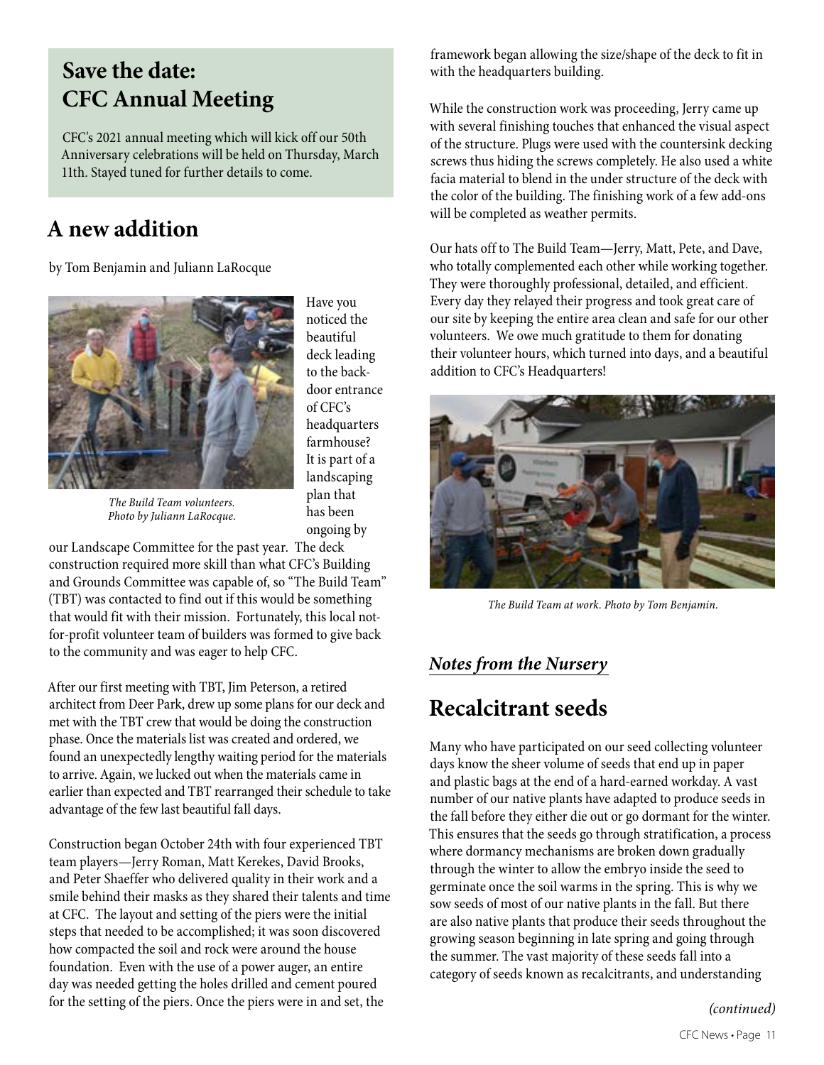## Save the date: CFC Annual Meeting

CFC's 2021 annual meeting which will kick off our 50th Anniversary celebrations will be held on Thursday, March 11th. Stayed tuned for further details to come.

## A new addition

by Tom Benjamin and Juliann LaRocque

*The Build Team volunteers. Photo by Juliann LaRocque.*

Have you noticed the beautiful deck leading to the back-door entrance of CFC's headquarters farmhouse? It is part of a landscaping plan that has been ongoing by our Landscape Committee for the past year. The deck construction required more skill than what CFC's Building and Grounds Committee was capable of, so "The Build Team" (TBT) was contacted to find out if this would be something that would fit with their mission. Fortunately, this local not-for-profit volunteer team of builders was formed to give back to the community and was eager to help CFC.

After our first meeting with TBT, Jim Peterson, a retired architect from Deer Park, drew up some plans for our deck and met with the TBT crew that would be doing the construction phase. Once the materials list was created and ordered, we found an unexpectedly lengthy waiting period for the materials to arrive. Again, we lucked out when the materials came in earlier than expected and TBT rearranged their schedule to take advantage of the few last beautiful fall days.

Construction began October 24th with four experienced TBT team players—Jerry Roman, Matt Kerekes, David Brooks, and Peter Shaeffer who delivered quality in their work and a smile behind their masks as they shared their talents and time at CFC. The layout and setting of the piers were the initial steps that needed to be accomplished; it was soon discovered how compacted the soil and rock were around the house foundation. Even with the use of a power auger, an entire day was needed getting the holes drilled and cement poured for the setting of the piers. Once the piers were in and set, the framework began allowing the size/shape of the deck to fit in with the headquarters building.

While the construction work was proceeding, Jerry came up with several finishing touches that enhanced the visual aspect of the structure. Plugs were used with the countersink decking screws thus hiding the screws completely. He also used a white facia material to blend in the under structure of the deck with the color of the building. The finishing work of a few add-ons will be completed as weather permits.

Our hats off to The Build Team—Jerry, Matt, Pete, and Dave, who totally complemented each other while working together. They were thoroughly professional, detailed, and efficient. Every day they relayed their progress and took great care of our site by keeping the entire area clean and safe for our other volunteers. We owe much gratitude to them for donating their volunteer hours, which turned into days, and a beautiful addition to CFC's Headquarters!

*The Build Team at work. Photo by Tom Benjamin.*

***Notes from the Nursery***

## Recalcitrant seeds

Many who have participated on our seed collecting volunteer days know the sheer volume of seeds that end up in paper and plastic bags at the end of a hard-earned workday. A vast number of our native plants have adapted to produce seeds in the fall before they either die out or go dormant for the winter. This ensures that the seeds go through stratification, a process where dormancy mechanisms are broken down gradually through the winter to allow the embryo inside the seed to germinate once the soil warms in the spring. This is why we sow seeds of most of our native plants in the fall. But there are also native plants that produce their seeds throughout the growing season beginning in late spring and going through the summer. The vast majority of these seeds fall into a category of seeds known as recalcitrants, and understanding

*(continued)*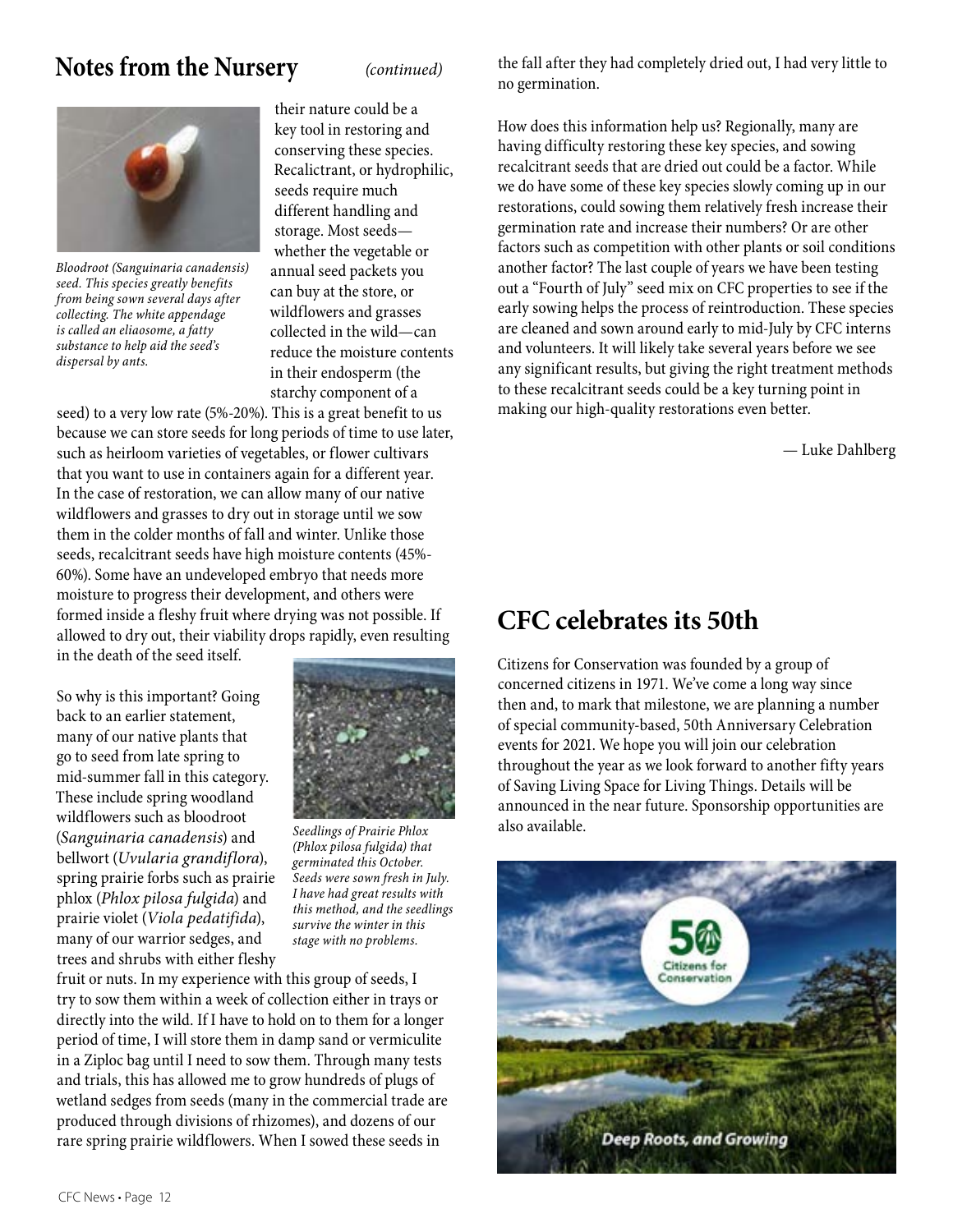## Notes from the Nursery *(continued)*

*Bloodroot (Sanguinaria canadensis) seed. This species greatly benefits from being sown several days after collecting. The white appendage is called an eliaosome, a fatty substance to help aid the seed's dispersal by ants.*

their nature could be a key tool in restoring and conserving these species. Recalcitrant, or hydrophilic, seeds require much different handling and storage. Most seeds—whether the vegetable or annual seed packets you can buy at the store, or wildflowers and grasses collected in the wild—can reduce the moisture contents in their endosperm (the starchy component of a seed) to a very low rate (5%-20%). This is a great benefit to us because we can store seeds for long periods of time to use later, such as heirloom varieties of vegetables, or flower cultivars that you want to use in containers again for a different year. In the case of restoration, we can allow many of our native wildflowers and grasses to dry out in storage until we sow them in the colder months of fall and winter. Unlike those seeds, recalcitrant seeds have high moisture contents (45%-60%). Some have an undeveloped embryo that needs more moisture to progress their development, and others were formed inside a fleshy fruit where drying was not possible. If allowed to dry out, their viability drops rapidly, even resulting in the death of the seed itself.

*Seedlings of Prairie Phlox (Phlox pilosa fulgida) that germinated this October. Seeds were sown fresh in July. I have had great results with this method, and the seedlings survive the winter in this stage with no problems.*

So why is this important? Going back to an earlier statement, many of our native plants that go to seed from late spring to mid-summer fall in this category. These include spring woodland wildflowers such as bloodroot (*Sanguinaria canadensis*) and bellwort (*Uvularia grandiflora*), spring prairie forbs such as prairie phlox (*Phlox pilosa fulgida*) and prairie violet (*Viola pedatifida*), many of our warrior sedges, and trees and shrubs with either fleshy fruit or nuts. In my experience with this group of seeds, I try to sow them within a week of collection either in trays or directly into the wild. If I have to hold on to them for a longer period of time, I will store them in damp sand or vermiculite in a Ziploc bag until I need to sow them. Through many tests and trials, this has allowed me to grow hundreds of plugs of wetland sedges from seeds (many in the commercial trade are produced through divisions of rhizomes), and dozens of our rare spring prairie wildflowers. When I sowed these seeds in the fall after they had completely dried out, I had very little to no germination.

How does this information help us? Regionally, many are having difficulty restoring these key species, and sowing recalcitrant seeds that are dried out could be a factor. While we do have some of these key species slowly coming up in our restorations, could sowing them relatively fresh increase their germination rate and increase their numbers? Or are other factors such as competition with other plants or soil conditions another factor? The last couple of years we have been testing out a "Fourth of July" seed mix on CFC properties to see if the early sowing helps the process of reintroduction. These species are cleaned and sown around early to mid-July by CFC interns and volunteers. It will likely take several years before we see any significant results, but giving the right treatment methods to these recalcitrant seeds could be a key turning point in making our high-quality restorations even better.

— Luke Dahlberg

## CFC celebrates its 50th

Citizens for Conservation was founded by a group of concerned citizens in 1971. We've come a long way since then and, to mark that milestone, we are planning a number of special community-based, 50th Anniversary Celebration events for 2021. We hope you will join our celebration throughout the year as we look forward to another fifty years of Saving Living Space for Living Things. Details will be announced in the near future. Sponsorship opportunities are also available.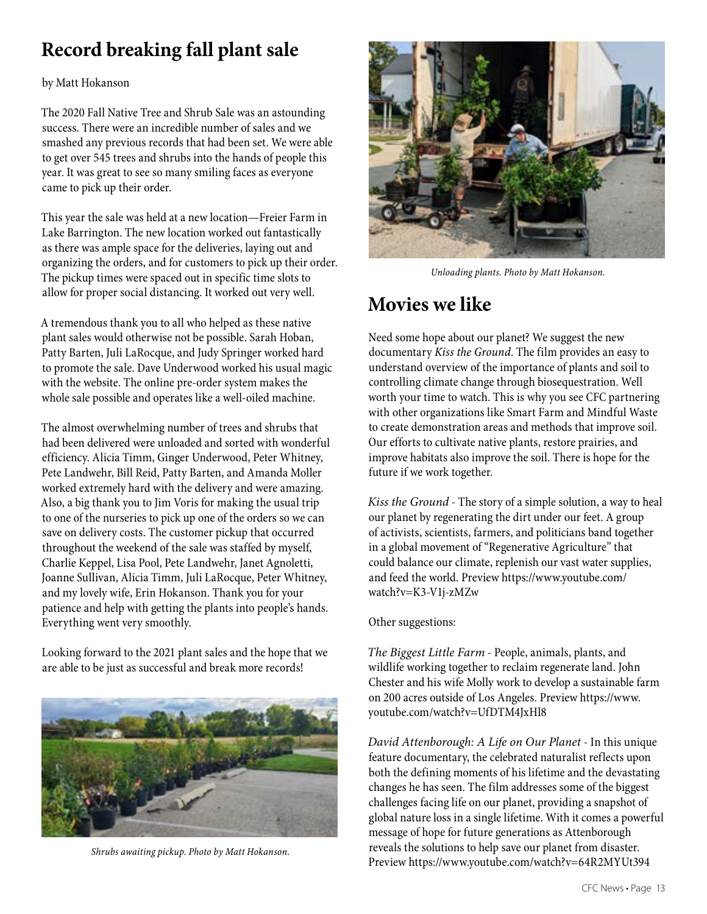# Record breaking fall plant sale

by Matt Hokanson

The 2020 Fall Native Tree and Shrub Sale was an astounding success. There were an incredible number of sales and we smashed any previous records that had been set. We were able to get over 545 trees and shrubs into the hands of people this year. It was great to see so many smiling faces as everyone came to pick up their order.

This year the sale was held at a new location—Freier Farm in Lake Barrington. The new location worked out fantastically as there was ample space for the deliveries, laying out and organizing the orders, and for customers to pick up their order. The pickup times were spaced out in specific time slots to allow for proper social distancing. It worked out very well.

A tremendous thank you to all who helped as these native plant sales would otherwise not be possible. Sarah Hoban, Patty Barten, Juli LaRocque, and Judy Springer worked hard to promote the sale. Dave Underwood worked his usual magic with the website. The online pre-order system makes the whole sale possible and operates like a well-oiled machine.

The almost overwhelming number of trees and shrubs that had been delivered were unloaded and sorted with wonderful efficiency. Alicia Timm, Ginger Underwood, Peter Whitney, Pete Landwehr, Bill Reid, Patty Barten, and Amanda Moller worked extremely hard with the delivery and were amazing. Also, a big thank you to Jim Voris for making the usual trip to one of the nurseries to pick up one of the orders so we can save on delivery costs. The customer pickup that occurred throughout the weekend of the sale was staffed by myself, Charlie Keppel, Lisa Pool, Pete Landwehr, Janet Agnoletti, Joanne Sullivan, Alicia Timm, Juli LaRocque, Peter Whitney, and my lovely wife, Erin Hokanson. Thank you for your patience and help with getting the plants into people's hands. Everything went very smoothly.

Looking forward to the 2021 plant sales and the hope that we are able to be just as successful and break more records!

*Shrubs awaiting pickup. Photo by Matt Hokanson.*

*Unloading plants. Photo by Matt Hokanson.*

# Movies we like

Need some hope about our planet? We suggest the new documentary *Kiss the Ground*. The film provides an easy to understand overview of the importance of plants and soil to controlling climate change through biosequestration. Well worth your time to watch. This is why you see CFC partnering with other organizations like Smart Farm and Mindful Waste to create demonstration areas and methods that improve soil. Our efforts to cultivate native plants, restore prairies, and improve habitats also improve the soil. There is hope for the future if we work together.

*Kiss the Ground* - The story of a simple solution, a way to heal our planet by regenerating the dirt under our feet. A group of activists, scientists, farmers, and politicians band together in a global movement of "Regenerative Agriculture" that could balance our climate, replenish our vast water supplies, and feed the world. Preview https://www.youtube.com/watch?v=K3-V1j-zMZw

Other suggestions:

*The Biggest Little Farm* - People, animals, plants, and wildlife working together to reclaim regenerate land. John Chester and his wife Molly work to develop a sustainable farm on 200 acres outside of Los Angeles. Preview https://www.youtube.com/watch?v=UfDTM4JxHl8

*David Attenborough: A Life on Our Planet* - In this unique feature documentary, the celebrated naturalist reflects upon both the defining moments of his lifetime and the devastating changes he has seen. The film addresses some of the biggest challenges facing life on our planet, providing a snapshot of global nature loss in a single lifetime. With it comes a powerful message of hope for future generations as Attenborough reveals the solutions to help save our planet from disaster. Preview https://www.youtube.com/watch?v=64R2MYUt394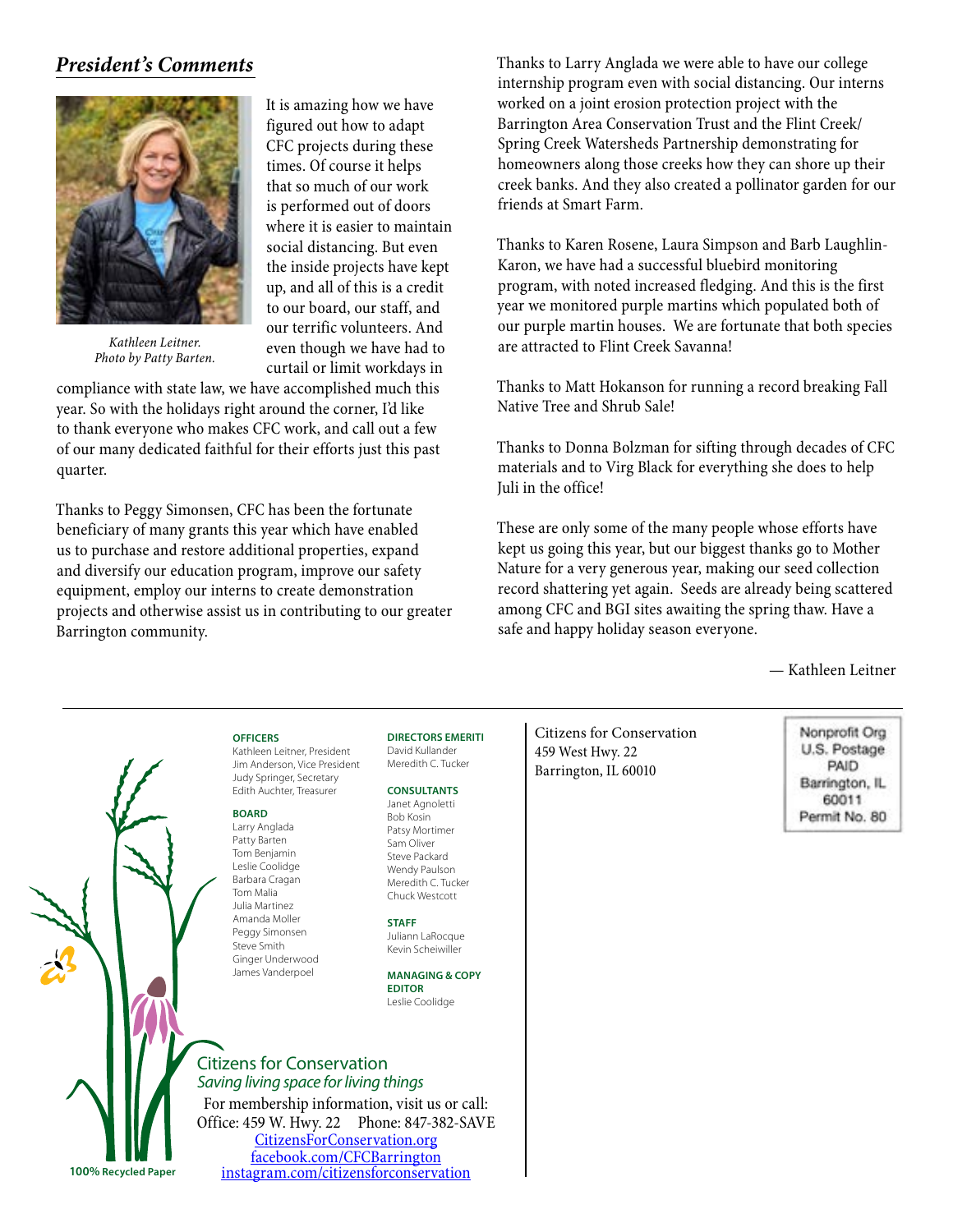## *President's Comments*

*Kathleen Leitner.*
*Photo by Patty Barten.*

It is amazing how we have figured out how to adapt CFC projects during these times. Of course it helps that so much of our work is performed out of doors where it is easier to maintain social distancing. But even the inside projects have kept up, and all of this is a credit to our board, our staff, and our terrific volunteers. And even though we have had to curtail or limit workdays in compliance with state law, we have accomplished much this year. So with the holidays right around the corner, I'd like to thank everyone who makes CFC work, and call out a few of our many dedicated faithful for their efforts just this past quarter.

Thanks to Peggy Simonsen, CFC has been the fortunate beneficiary of many grants this year which have enabled us to purchase and restore additional properties, expand and diversify our education program, improve our safety equipment, employ our interns to create demonstration projects and otherwise assist us in contributing to our greater Barrington community.

Thanks to Larry Anglada we were able to have our college internship program even with social distancing. Our interns worked on a joint erosion protection project with the Barrington Area Conservation Trust and the Flint Creek/ Spring Creek Watersheds Partnership demonstrating for homeowners along those creeks how they can shore up their creek banks. And they also created a pollinator garden for our friends at Smart Farm.

Thanks to Karen Rosene, Laura Simpson and Barb Laughlin-Karon, we have had a successful bluebird monitoring program, with noted increased fledging. And this is the first year we monitored purple martins which populated both of our purple martin houses. We are fortunate that both species are attracted to Flint Creek Savanna!

Thanks to Matt Hokanson for running a record breaking Fall Native Tree and Shrub Sale!

Thanks to Donna Bolzman for sifting through decades of CFC materials and to Virg Black for everything she does to help Juli in the office!

These are only some of the many people whose efforts have kept us going this year, but our biggest thanks go to Mother Nature for a very generous year, making our seed collection record shattering yet again. Seeds are already being scattered among CFC and BGI sites awaiting the spring thaw. Have a safe and happy holiday season everyone.

— Kathleen Leitner

---

**OFFICERS**
Kathleen Leitner, President
Jim Anderson, Vice President
Judy Springer, Secretary
Edith Auchter, Treasurer

**BOARD**
Larry Anglada
Patty Barten
Tom Benjamin
Leslie Coolidge
Barbara Cragan
Tom Malia
Julia Martinez
Amanda Moller
Peggy Simonsen
Steve Smith
Ginger Underwood
James Vanderpoel

**DIRECTORS EMERITI**
David Kullander
Meredith C. Tucker

**CONSULTANTS**
Janet Agnoletti
Bob Kosin
Patsy Mortimer
Sam Oliver
Steve Packard
Wendy Paulson
Meredith C. Tucker
Chuck Westcott

**STAFF**
Juliann LaRocque
Kevin Scheiwiller

**MANAGING & COPY EDITOR**
Leslie Coolidge

Citizens for Conservation
*Saving living space for living things*
For membership information, visit us or call:
Office: 459 W. Hwy. 22 Phone: 847-382-SAVE
CitizensForConservation.org
facebook.com/CFCBarrington
instagram.com/citizensforconservation

**100% Recycled Paper**

Citizens for Conservation
459 West Hwy. 22
Barrington, IL 60010

Nonprofit Org
U.S. Postage
PAID
Barrington, IL
60011
Permit No. 80